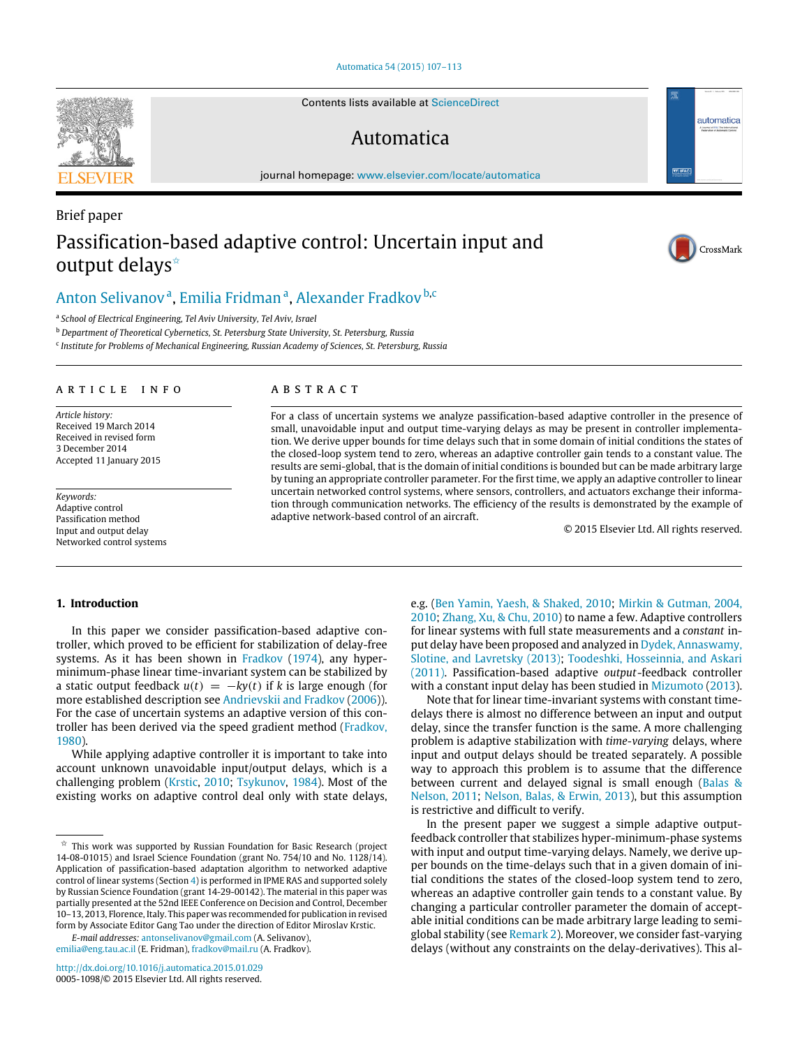Brief paper

# Passification-based adaptive control: Uncertain input and output delays[☆]

Anton Selivanov[a], Emilia Fridman[a], Alexander Fradkov[b,c]

[a] School of Electrical Engineering, Tel Aviv University, Tel Aviv, Israel

[b] Department of Theoretical Cybernetics, St. Petersburg State University, St. Petersburg, Russia

[c] Institute for Problems of Mechanical Engineering, Russian Academy of Sciences, St. Petersburg, Russia

## ARTICLE INFO

*Article history:*
Received 19 March 2014
Received in revised form
3 December 2014
Accepted 11 January 2015

*Keywords:*
Adaptive control
Passification method
Input and output delay
Networked control systems

## ABSTRACT

For a class of uncertain systems we analyze passification-based adaptive controller in the presence of small, unavoidable input and output time-varying delays as may be present in controller implementation. We derive upper bounds for time delays such that in some domain of initial conditions the states of the closed-loop system tend to zero, whereas an adaptive controller gain tends to a constant value. The results are semi-global, that is the domain of initial conditions is bounded but can be made arbitrary large by tuning an appropriate controller parameter. For the first time, we apply an adaptive controller to linear uncertain networked control systems, where sensors, controllers, and actuators exchange their information through communication networks. The efficiency of the results is demonstrated by the example of adaptive network-based control of an aircraft.

© 2015 Elsevier Ltd. All rights reserved.

## 1. Introduction

In this paper we consider passification-based adaptive controller, which proved to be efficient for stabilization of delay-free systems. As it has been shown in Fradkov (1974), any hyper-minimum-phase linear time-invariant system can be stabilized by a static output feedback $u(t) = -ky(t)$ if $k$ is large enough (for more established description see Andrievskii and Fradkov (2006)). For the case of uncertain systems an adaptive version of this controller has been derived via the speed gradient method (Fradkov, 1980).

While applying adaptive controller it is important to take into account unknown unavoidable input/output delays, which is a challenging problem (Krstic, 2010; Tsykunov, 1984). Most of the existing works on adaptive control deal only with state delays, e.g. (Ben Yamin, Yaesh, & Shaked, 2010; Mirkin & Gutman, 2004, 2010; Zhang, Xu, & Chu, 2010) to name a few. Adaptive controllers for linear systems with full state measurements and a *constant* input delay have been proposed and analyzed in Dydek, Annaswamy, Slotine, and Lavretsky (2013); Toodeshki, Hosseinnia, and Askari (2011). Passification-based adaptive *output*-feedback controller with a constant input delay has been studied in Mizumoto (2013).

Note that for linear time-invariant systems with constant time-delays there is almost no difference between an input and output delay, since the transfer function is the same. A more challenging problem is adaptive stabilization with *time-varying* delays, where input and output delays should be treated separately. A possible way to approach this problem is to assume that the difference between current and delayed signal is small enough (Balas & Nelson, 2011; Nelson, Balas, & Erwin, 2013), but this assumption is restrictive and difficult to verify.

In the present paper we suggest a simple adaptive output-feedback controller that stabilizes hyper-minimum-phase systems with input and output time-varying delays. Namely, we derive upper bounds on the time-delays such that in a given domain of initial conditions the states of the closed-loop system tend to zero, whereas an adaptive controller gain tends to a constant value. By changing a particular controller parameter the domain of acceptable initial conditions can be made arbitrary large leading to semi-global stability (see Remark 2). Moreover, we consider fast-varying delays (without any constraints on the delay-derivatives). This al-

---

☆ This work was supported by Russian Foundation for Basic Research (project 14-08-01015) and Israel Science Foundation (grant No. 754/10 and No. 1128/14). Application of passification-based adaptation algorithm to networked adaptive control of linear systems (Section 4) is performed in IPME RAS and supported solely by Russian Science Foundation (grant 14-29-00142). The material in this paper was partially presented at the 52nd IEEE Conference on Decision and Control, December 10–13, 2013, Florence, Italy. This paper was recommended for publication in revised form by Associate Editor Gang Tao under the direction of Editor Miroslav Krstic.

*E-mail addresses:* antonselivanov@gmail.com (A. Selivanov), emilia@eng.tau.ac.il (E. Fridman), fradkov@mail.ru (A. Fradkov).

http://dx.doi.org/10.1016/j.automatica.2015.01.029
0005-1098/© 2015 Elsevier Ltd. All rights reserved.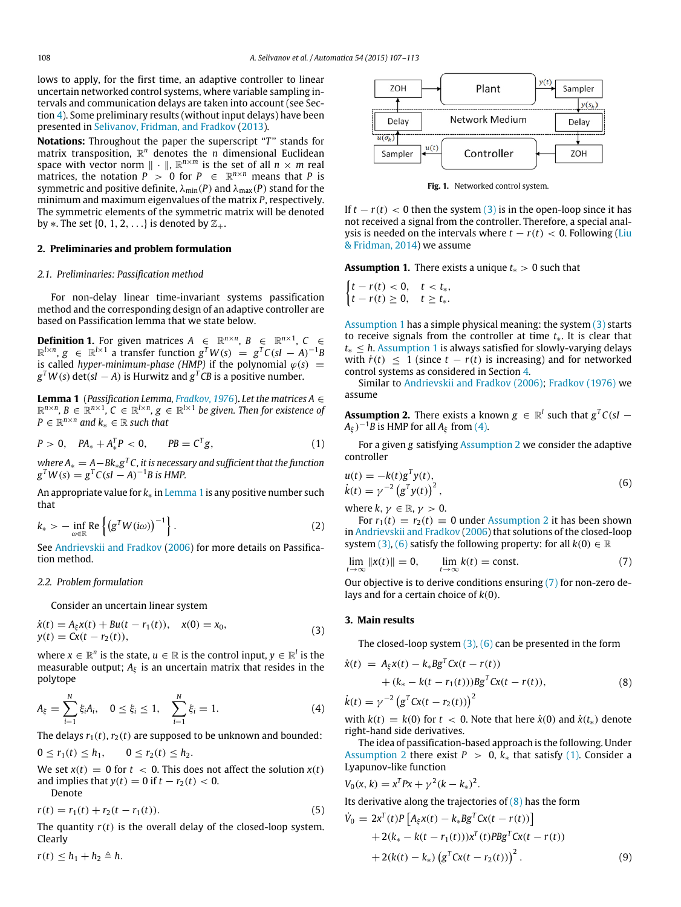lows to apply, for the first time, an adaptive controller to linear uncertain networked control systems, where variable sampling intervals and communication delays are taken into account (see Section 4). Some preliminary results (without input delays) have been presented in Selivanov, Fridman, and Fradkov (2013).

**Notations:** Throughout the paper the superscript "$T$" stands for matrix transposition, $\mathbb{R}^n$ denotes the $n$ dimensional Euclidean space with vector norm $\|\cdot\|$, $\mathbb{R}^{n\times m}$ is the set of all $n\times m$ real matrices, the notation $P>0$ for $P\in\mathbb{R}^{n\times n}$ means that $P$ is symmetric and positive definite, $\lambda_{\min}(P)$ and $\lambda_{\max}(P)$ stand for the minimum and maximum eigenvalues of the matrix $P$, respectively. The symmetric elements of the symmetric matrix will be denoted by $*$. The set $\{0,1,2,\ldots\}$ is denoted by $\mathbb{Z}_+$.

## 2. Preliminaries and problem formulation

### 2.1. Preliminaries: Passification method

For non-delay linear time-invariant systems passification method and the corresponding design of an adaptive controller are based on Passification lemma that we state below.

**Definition 1.** For given matrices $A\in\mathbb{R}^{n\times n}$, $B\in\mathbb{R}^{n\times 1}$, $C\in\mathbb{R}^{l\times n}$, $g\in\mathbb{R}^{l\times 1}$ a transfer function $g^TW(s)=g^TC(sI-A)^{-1}B$ is called *hyper-minimum-phase (HMP)* if the polynomial $\varphi(s)=g^TW(s)\det(sI-A)$ is Hurwitz and $g^TCB$ is a positive number.

**Lemma 1** (*Passification Lemma, Fradkov, 1976*). *Let the matrices $A\in\mathbb{R}^{n\times n}$, $B\in\mathbb{R}^{n\times 1}$, $C\in\mathbb{R}^{l\times n}$, $g\in\mathbb{R}^{l\times 1}$ be given. Then for existence of $P\in\mathbb{R}^{n\times n}$ and $k_*\in\mathbb{R}$ such that*

$$P>0,\quad PA_*+A_*^TP<0,\qquad PB=C^Tg,\tag{1}$$

*where $A_*=A-Bk_*g^TC$, it is necessary and sufficient that the function $g^TW(s)=g^TC(sI-A)^{-1}B$ is HMP.*

An appropriate value for $k_*$ in Lemma 1 is any positive number such that

$$k_*>-\inf_{\omega\in\mathbb{R}}\mathrm{Re}\left\{\left(g^TW(i\omega)\right)^{-1}\right\}.\tag{2}$$

See Andrievskii and Fradkov (2006) for more details on Passification method.

### 2.2. Problem formulation

Consider an uncertain linear system

$$\begin{aligned}\dot{x}(t)&=A_\xi x(t)+Bu(t-r_1(t)),\quad x(0)=x_0,\\ y(t)&=Cx(t-r_2(t)),\end{aligned}\tag{3}$$

where $x\in\mathbb{R}^n$ is the state, $u\in\mathbb{R}$ is the control input, $y\in\mathbb{R}^l$ is the measurable output; $A_\xi$ is an uncertain matrix that resides in the polytope

$$A_\xi=\sum_{i=1}^N\xi_iA_i,\quad 0\le\xi_i\le1,\quad \sum_{i=1}^N\xi_i=1.\tag{4}$$

The delays $r_1(t), r_2(t)$ are supposed to be unknown and bounded:

$$0\le r_1(t)\le h_1,\qquad 0\le r_2(t)\le h_2.$$

We set $x(t)=0$ for $t<0$. This does not affect the solution $x(t)$ and implies that $y(t)=0$ if $t-r_2(t)<0$.

Denote

$$r(t)=r_1(t)+r_2(t-r_1(t)).\tag{5}$$

The quantity $r(t)$ is the overall delay of the closed-loop system. Clearly

$$r(t)\le h_1+h_2\triangleq h.$$

Fig. 1. Networked control system.

If $t-r(t)<0$ then the system (3) is in the open-loop since it has not received a signal from the controller. Therefore, a special analysis is needed on the intervals where $t-r(t)<0$. Following (Liu & Fridman, 2014) we assume

**Assumption 1.** There exists a unique $t_*>0$ such that

$$\begin{cases}t-r(t)<0, & t<t_*,\\ t-r(t)\ge0, & t\ge t_*.\end{cases}$$

Assumption 1 has a simple physical meaning: the system (3) starts to receive signals from the controller at time $t_*$. It is clear that $t_*\le h$. Assumption 1 is always satisfied for slowly-varying delays with $\dot{r}(t)\le1$ (since $t-r(t)$ is increasing) and for networked control systems as considered in Section 4.

Similar to Andrievskii and Fradkov (2006); Fradkov (1976) we assume

**Assumption 2.** There exists a known $g\in\mathbb{R}^l$ such that $g^TC(sI-A_\xi)^{-1}B$ is HMP for all $A_\xi$ from (4).

For a given $g$ satisfying Assumption 2 we consider the adaptive controller

$$\begin{aligned}u(t)&=-k(t)g^Ty(t),\\ \dot{k}(t)&=\gamma^{-2}\left(g^Ty(t)\right)^2,\end{aligned}\tag{6}$$

where $k,\gamma\in\mathbb{R}$, $\gamma>0$.

For $r_1(t)=r_2(t)\equiv0$ under Assumption 2 it has been shown in Andrievskii and Fradkov (2006) that solutions of the closed-loop system (3), (6) satisfy the following property: for all $k(0)\in\mathbb{R}$

$$\lim_{t\to\infty}\|x(t)\|=0,\qquad \lim_{t\to\infty}k(t)=\text{const}.\tag{7}$$

Our objective is to derive conditions ensuring (7) for non-zero delays and for a certain choice of $k(0)$.

## 3. Main results

The closed-loop system (3), (6) can be presented in the form

$$\begin{aligned}\dot{x}(t)&=A_\xi x(t)-k_*Bg^TCx(t-r(t))\\ &\quad+(k_*-k(t-r_1(t)))Bg^TCx(t-r(t)),\\ \dot{k}(t)&=\gamma^{-2}\left(g^TCx(t-r_2(t))\right)^2\end{aligned}\tag{8}$$

with $k(t)=k(0)$ for $t<0$. Note that here $\dot{x}(0)$ and $\dot{x}(t_*)$ denote right-hand side derivatives.

The idea of passification-based approach is the following. Under Assumption 2 there exist $P>0$, $k_*$ that satisfy (1). Consider a Lyapunov-like function

$$V_0(x,k)=x^TPx+\gamma^2(k-k_*)^2.$$

Its derivative along the trajectories of (8) has the form

$$\begin{aligned}\dot{V}_0&=2x^T(t)P\left[A_\xi x(t)-k_*Bg^TCx(t-r(t))\right]\\ &\quad+2(k_*-k(t-r_1(t)))x^T(t)PBg^TCx(t-r(t))\\ &\quad+2(k(t)-k_*)\left(g^TCx(t-r_2(t))\right)^2.\end{aligned}\tag{9}$$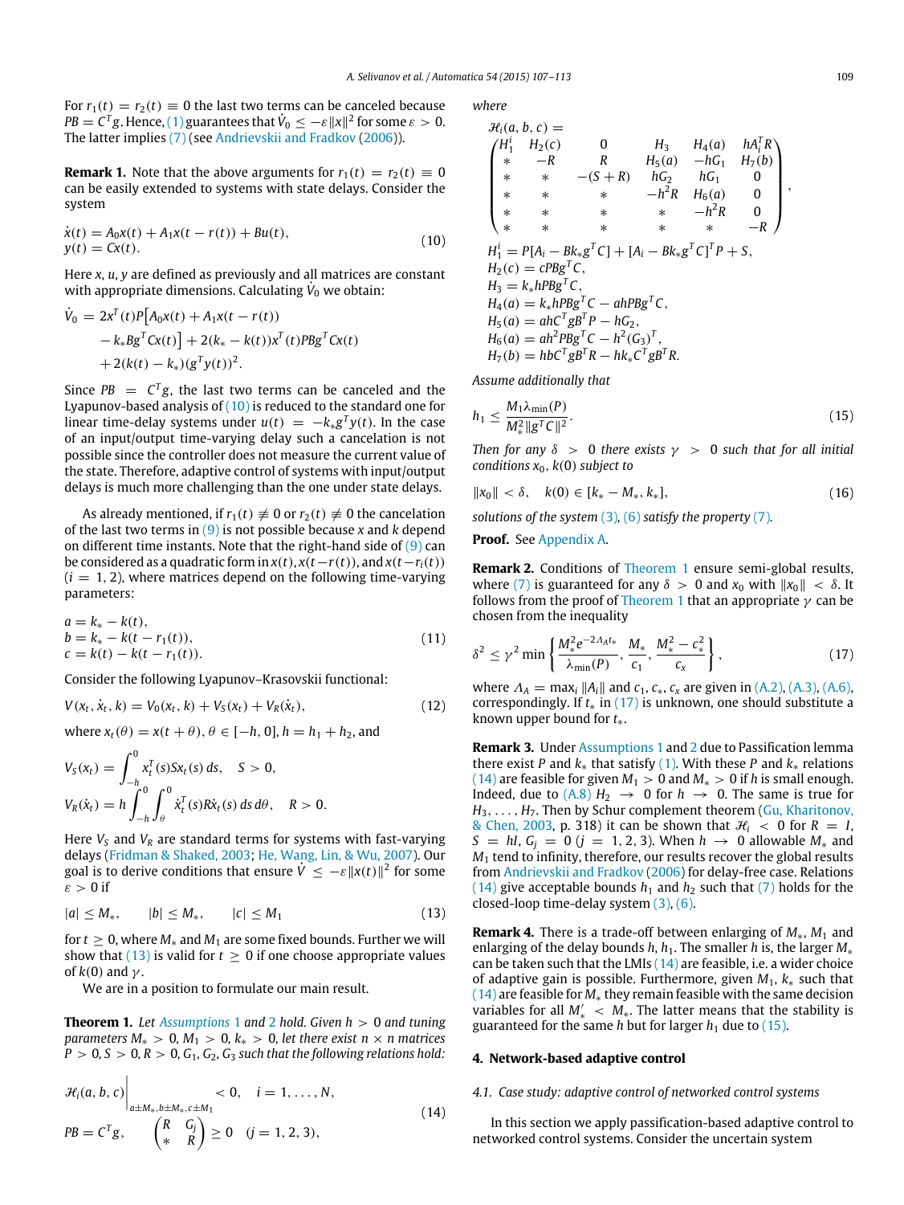For $r_1(t) = r_2(t) \equiv 0$ the last two terms can be canceled because $PB = C^T g$. Hence, (1) guarantees that $\dot{V}_0 \le -\varepsilon \|x\|^2$ for some $\varepsilon > 0$. The latter implies (7) (see Andrievskii and Fradkov (2006)).

**Remark 1.** Note that the above arguments for $r_1(t) = r_2(t) \equiv 0$ can be easily extended to systems with state delays. Consider the system

$$
\begin{aligned}
\dot{x}(t) &= A_0 x(t) + A_1 x(t - r(t)) + Bu(t), \\
y(t) &= Cx(t).
\end{aligned}
\tag{10}
$$

Here $x, u, y$ are defined as previously and all matrices are constant with appropriate dimensions. Calculating $\dot{V}_0$ we obtain:

$$
\begin{aligned}
\dot{V}_0 = {} & 2x^T(t) P \big[ A_0 x(t) + A_1 x(t - r(t)) \\
& - k_* B g^T C x(t) \big] + 2(k_* - k(t)) x^T(t) P B g^T C x(t) \\
& + 2(k(t) - k_*)(g^T y(t))^2.
\end{aligned}
$$

Since $PB = C^T g$, the last two terms can be canceled and the Lyapunov-based analysis of (10) is reduced to the standard one for linear time-delay systems under $u(t) = -k_* g^T y(t)$. In the case of an input/output time-varying delay such a cancelation is not possible since the controller does not measure the current value of the state. Therefore, adaptive control of systems with input/output delays is much more challenging than the one under state delays.

As already mentioned, if $r_1(t) \not\equiv 0$ or $r_2(t) \not\equiv 0$ the cancelation of the last two terms in (9) is not possible because $x$ and $k$ depend on different time instants. Note that the right-hand side of (9) can be considered as a quadratic form in $x(t), x(t - r(t))$, and $x(t - r_i(t))$ $(i = 1, 2)$, where matrices depend on the following time-varying parameters:

$$
\begin{aligned}
a &= k_* - k(t), \\
b &= k_* - k(t - r_1(t)), \\
c &= k(t) - k(t - r_1(t)).
\end{aligned}
\tag{11}
$$

Consider the following Lyapunov–Krasovskii functional:

$$
V(x_t, \dot{x}_t, k) = V_0(x_t, k) + V_S(x_t) + V_R(\dot{x}_t),
\tag{12}
$$

where $x_t(\theta) = x(t + \theta)$, $\theta \in [-h, 0]$, $h = h_1 + h_2$, and

$$
\begin{aligned}
V_S(x_t) &= \int_{-h}^{0} x_t^T(s) S x_t(s)\, ds, \quad S > 0, \\
V_R(\dot{x}_t) &= h \int_{-h}^{0} \int_{\theta}^{0} \dot{x}_t^T(s) R \dot{x}_t(s)\, ds\, d\theta, \quad R > 0.
\end{aligned}
$$

Here $V_S$ and $V_R$ are standard terms for systems with fast-varying delays (Fridman & Shaked, 2003; He, Wang, Lin, & Wu, 2007). Our goal is to derive conditions that ensure $\dot{V} \le -\varepsilon \|x(t)\|^2$ for some $\varepsilon > 0$ if

$$
|a| \le M_*, \qquad |b| \le M_*, \qquad |c| \le M_1
\tag{13}
$$

for $t \ge 0$, where $M_*$ and $M_1$ are some fixed bounds. Further we will show that (13) is valid for $t \ge 0$ if one choose appropriate values of $k(0)$ and $\gamma$.

We are in a position to formulate our main result.

**Theorem 1.** *Let Assumptions 1 and 2 hold. Given $h > 0$ and tuning parameters $M_* > 0$, $M_1 > 0$, $k_* > 0$, let there exist $n \times n$ matrices $P > 0, S > 0, R > 0, G_1, G_2, G_3$ such that the following relations hold:*

$$
\begin{aligned}
& \mathcal{H}_i(a, b, c)\Big|_{a \pm M_*, b \pm M_*, c \pm M_1} < 0, \quad i = 1, \ldots, N, \\
& PB = C^T g, \qquad \begin{pmatrix} R & G_j \\ * & R \end{pmatrix} \ge 0 \quad (j = 1, 2, 3),
\end{aligned}
\tag{14}
$$

*where*

$$
\mathcal{H}_i(a, b, c) =
\begin{pmatrix}
H_1^i & H_2(c) & 0 & H_3 & H_4(a) & hA_i^T R \\
* & -R & R & H_5(a) & -hG_1 & H_7(b) \\
* & * & -(S + R) & hG_2 & hG_1 & 0 \\
* & * & * & -h^2 R & H_6(a) & 0 \\
* & * & * & * & -h^2 R & 0 \\
* & * & * & * & * & -R
\end{pmatrix},
$$

$$
\begin{aligned}
H_1^i &= P[A_i - Bk_* g^T C] + [A_i - Bk_* g^T C]^T P + S, \\
H_2(c) &= cPBg^T C, \\
H_3 &= k_* hPBg^T C, \\
H_4(a) &= k_* hPBg^T C - ahPBg^T C, \\
H_5(a) &= ahC^T gB^T P - hG_2, \\
H_6(a) &= ah^2 PBg^T C - h^2 (G_3)^T, \\
H_7(b) &= hbC^T gB^T R - hk_* C^T gB^T R.
\end{aligned}
$$

*Assume additionally that*

$$
h_1 \le \frac{M_1 \lambda_{\min}(P)}{M_*^2 \|g^T C\|^2}.
\tag{15}
$$

*Then for any $\delta > 0$ there exists $\gamma > 0$ such that for all initial conditions $x_0$, $k(0)$ subject to*

$$
\|x_0\| < \delta, \quad k(0) \in [k_* - M_*, k_*],
\tag{16}
$$

*solutions of the system (3), (6) satisfy the property (7).*

**Proof.** See Appendix A.

**Remark 2.** Conditions of Theorem 1 ensure semi-global results, where (7) is guaranteed for any $\delta > 0$ and $x_0$ with $\|x_0\| < \delta$. It follows from the proof of Theorem 1 that an appropriate $\gamma$ can be chosen from the inequality

$$
\delta^2 \le \gamma^2 \min \left\{ \frac{M_*^2 e^{-2\Lambda_A t_*}}{\lambda_{\min}(P)}, \frac{M_*}{c_1}, \frac{M_*^2 - c_*^2}{c_x} \right\},
\tag{17}
$$

where $\Lambda_A = \max_i \|A_i\|$ and $c_1, c_*, c_x$ are given in (A.2), (A.3), (A.6), correspondingly. If $t_*$ in (17) is unknown, one should substitute a known upper bound for $t_*$.

**Remark 3.** Under Assumptions 1 and 2 due to Passification lemma there exist $P$ and $k_*$ that satisfy (1). With these $P$ and $k_*$ relations (14) are feasible for given $M_1 > 0$ and $M_* > 0$ if $h$ is small enough. Indeed, due to (A.8) $H_2 \to 0$ for $h \to 0$. The same is true for $H_3, \ldots, H_7$. Then by Schur complement theorem (Gu, Kharitonov, & Chen, 2003, p. 318) it can be shown that $\mathcal{H}_i < 0$ for $R = I$, $S = hI$, $G_j = 0$ $(j = 1, 2, 3)$. When $h \to 0$ allowable $M_*$ and $M_1$ tend to infinity, therefore, our results recover the global results from Andrievskii and Fradkov (2006) for delay-free case. Relations (14) give acceptable bounds $h_1$ and $h_2$ such that (7) holds for the closed-loop time-delay system (3), (6).

**Remark 4.** There is a trade-off between enlarging of $M_*$, $M_1$ and enlarging of the delay bounds $h$, $h_1$. The smaller $h$ is, the larger $M_*$ can be taken such that the LMIs (14) are feasible, i.e. a wider choice of adaptive gain is possible. Furthermore, given $M_1$, $k_*$ such that (14) are feasible for $M_*$ they remain feasible with the same decision variables for all $M'_* < M_*$. The latter means that the stability is guaranteed for the same $h$ but for larger $h_1$ due to (15).

## 4. Network-based adaptive control

### 4.1. Case study: adaptive control of networked control systems

In this section we apply passification-based adaptive control to networked control systems. Consider the uncertain system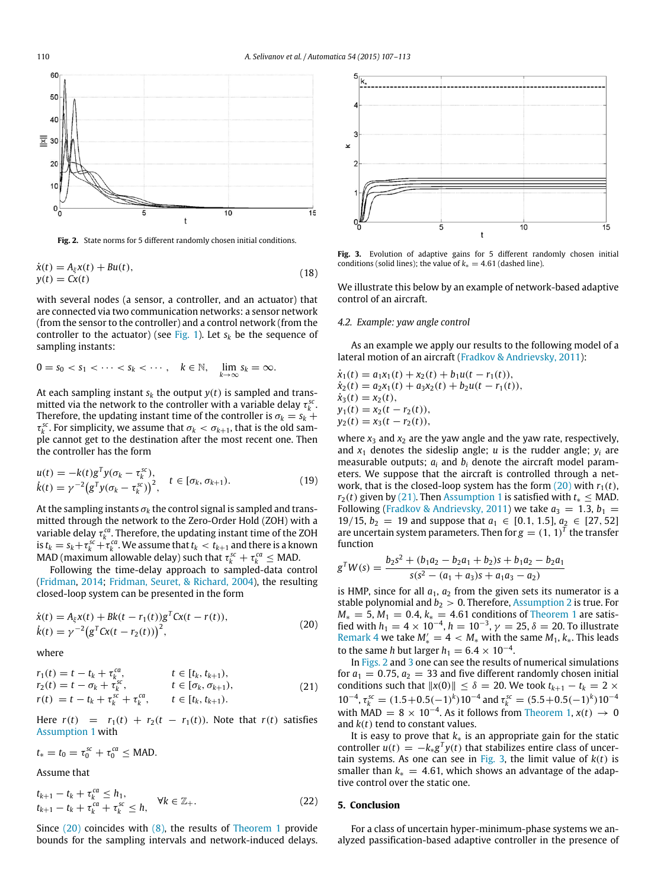Fig. 2. State norms for 5 different randomly chosen initial conditions.

$$
\begin{aligned}
\dot{x}(t) &= A_\xi x(t) + Bu(t), \\
y(t) &= Cx(t)
\end{aligned} \tag{18}
$$

with several nodes (a sensor, a controller, and an actuator) that are connected via two communication networks: a sensor network (from the sensor to the controller) and a control network (from the controller to the actuator) (see Fig. 1). Let $s_k$ be the sequence of sampling instants:

$$
0 = s_0 < s_1 < \cdots < s_k < \cdots, \quad k \in \mathbb{N}, \quad \lim_{k\to\infty} s_k = \infty.
$$

At each sampling instant $s_k$ the output $y(t)$ is sampled and transmitted via the network to the controller with a variable delay $\tau_k^{sc}$. Therefore, the updating instant time of the controller is $\sigma_k = s_k + \tau_k^{sc}$. For simplicity, we assume that $\sigma_k < \sigma_{k+1}$, that is the old sample cannot get to the destination after the most recent one. Then the controller has the form

$$
\begin{aligned}
u(t) &= -k(t) g^T y(\sigma_k - \tau_k^{sc}), \\
\dot{k}(t) &= \gamma^{-2}\left(g^T y(\sigma_k - \tau_k^{sc})\right)^2,
\end{aligned} \quad t \in [\sigma_k, \sigma_{k+1}). \tag{19}
$$

At the sampling instants $\sigma_k$ the control signal is sampled and transmitted through the network to the Zero-Order Hold (ZOH) with a variable delay $\tau_k^{ca}$. Therefore, the updating instant time of the ZOH is $t_k = s_k + \tau_k^{sc} + \tau_k^{ca}$. We assume that $t_k < t_{k+1}$ and there is a known MAD (maximum allowable delay) such that $\tau_k^{sc} + \tau_k^{ca} \le \text{MAD}$.

Following the time-delay approach to sampled-data control (Fridman, 2014; Fridman, Seuret, & Richard, 2004), the resulting closed-loop system can be presented in the form

$$
\begin{aligned}
\dot{x}(t) &= A_\xi x(t) + Bk(t - r_1(t)) g^T C x(t - r(t)), \\
\dot{k}(t) &= \gamma^{-2}\left(g^T C x(t - r_2(t))\right)^2,
\end{aligned} \tag{20}
$$

where

$$
\begin{aligned}
r_1(t) &= t - t_k + \tau_k^{ca}, && t \in [t_k, t_{k+1}), \\
r_2(t) &= t - \sigma_k + \tau_k^{sc}, && t \in [\sigma_k, \sigma_{k+1}), \\
r(t) &= t - t_k + \tau_k^{sc} + \tau_k^{ca}, && t \in [t_k, t_{k+1}).
\end{aligned} \tag{21}
$$

Here $r(t) = r_1(t) + r_2(t - r_1(t))$. Note that $r(t)$ satisfies Assumption 1 with

$$
t_* = t_0 = \tau_0^{sc} + \tau_0^{ca} \le \text{MAD}.
$$

Assume that

$$
\begin{aligned}
t_{k+1} - t_k + \tau_k^{ca} &\le h_1, \\
t_{k+1} - t_k + \tau_k^{ca} + \tau_k^{sc} &\le h,
\end{aligned} \quad \forall k \in \mathbb{Z}_+. \tag{22}
$$

Since (20) coincides with (8), the results of Theorem 1 provide bounds for the sampling intervals and network-induced delays.

Fig. 3. Evolution of adaptive gains for 5 different randomly chosen initial conditions (solid lines); the value of $k_* = 4.61$ (dashed line).

We illustrate this below by an example of network-based adaptive control of an aircraft.

### 4.2. Example: yaw angle control

As an example we apply our results to the following model of a lateral motion of an aircraft (Fradkov & Andrievsky, 2011):

$$
\begin{aligned}
\dot{x}_1(t) &= a_1 x_1(t) + x_2(t) + b_1 u(t - r_1(t)), \\
\dot{x}_2(t) &= a_2 x_1(t) + a_3 x_2(t) + b_2 u(t - r_1(t)), \\
\dot{x}_3(t) &= x_2(t), \\
y_1(t) &= x_2(t - r_2(t)), \\
y_2(t) &= x_3(t - r_2(t)),
\end{aligned}
$$

where $x_3$ and $x_2$ are the yaw angle and the yaw rate, respectively, and $x_1$ denotes the sideslip angle; $u$ is the rudder angle; $y_i$ are measurable outputs; $a_i$ and $b_i$ denote the aircraft model parameters. We suppose that the aircraft is controlled through a network, that is the closed-loop system has the form (20) with $r_1(t)$, $r_2(t)$ given by (21). Then Assumption 1 is satisfied with $t_* \le \text{MAD}$. Following (Fradkov & Andrievsky, 2011) we take $a_3 = 1.3$, $b_1 = 19/15$, $b_2 = 19$ and suppose that $a_1 \in [0.1, 1.5]$, $a_2 \in [27, 52]$ are uncertain system parameters. Then for $g = (1, 1)^T$ the transfer function

$$
g^T W(s) = \frac{b_2 s^2 + (b_1 a_2 - b_2 a_1 + b_2)s + b_1 a_2 - b_2 a_1}{s(s^2 - (a_1 + a_3)s + a_1 a_3 - a_2)}
$$

is HMP, since for all $a_1$, $a_2$ from the given sets its numerator is a stable polynomial and $b_2 > 0$. Therefore, Assumption 2 is true. For $M_* = 5$, $M_1 = 0.4$, $k_* = 4.61$ conditions of Theorem 1 are satisfied with $h_1 = 4 \times 10^{-4}$, $h = 10^{-3}$, $\gamma = 25$, $\delta = 20$. To illustrate Remark 4 we take $M'_* = 4 < M_*$ with the same $M_1$, $k_*$. This leads to the same $h$ but larger $h_1 = 6.4 \times 10^{-4}$.

In Figs. 2 and 3 one can see the results of numerical simulations for $a_1 = 0.75$, $a_2 = 33$ and five different randomly chosen initial conditions such that $\|x(0)\| \le \delta = 20$. We took $t_{k+1} - t_k = 2 \times 10^{-4}$, $\tau_k^{sc} = (1.5 + 0.5(-1)^k)10^{-4}$ and $\tau_k^{sc} = (5.5 + 0.5(-1)^k)10^{-4}$ with $\text{MAD} = 8 \times 10^{-4}$. As it follows from Theorem 1, $x(t) \to 0$ and $k(t)$ tend to constant values.

It is easy to prove that $k_*$ is an appropriate gain for the static controller $u(t) = -k_* g^T y(t)$ that stabilizes entire class of uncertain systems. As one can see in Fig. 3, the limit value of $k(t)$ is smaller than $k_* = 4.61$, which shows an advantage of the adaptive control over the static one.

## 5. Conclusion

For a class of uncertain hyper-minimum-phase systems we analyzed passification-based adaptive controller in the presence of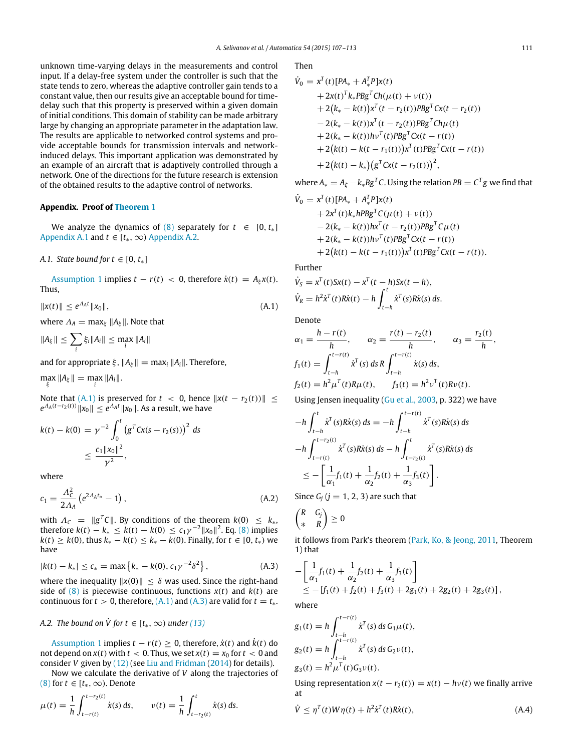unknown time-varying delays in the measurements and control input. If a delay-free system under the controller is such that the state tends to zero, whereas the adaptive controller gain tends to a constant value, then our results give an acceptable bound for time-delay such that this property is preserved within a given domain of initial conditions. This domain of stability can be made arbitrary large by changing an appropriate parameter in the adaptation law. The results are applicable to networked control systems and provide acceptable bounds for transmission intervals and network-induced delays. This important application was demonstrated by an example of an aircraft that is adaptively controlled through a network. One of the directions for the future research is extension of the obtained results to the adaptive control of networks.

## Appendix. Proof of Theorem 1

We analyze the dynamics of (8) separately for $t \in [0, t_*]$ Appendix A.1 and $t \in [t_*, \infty)$ Appendix A.2.

### A.1. State bound for $t \in [0, t_*]$

Assumption 1 implies $t - r(t) < 0$, therefore $\dot{x}(t) = A_\xi x(t)$. Thus,

$$\|x(t)\| \le e^{\Lambda_A t}\|x_0\|, \tag{A.1}$$

where $\Lambda_A = \max_\xi \|A_\xi\|$. Note that

$$\|A_\xi\| \le \sum_i \xi_i \|A_i\| \le \max_i \|A_i\|$$

and for appropriate $\xi$, $\|A_\xi\| = \max_i \|A_i\|$. Therefore,

$$\max_\xi \|A_\xi\| = \max_i \|A_i\|.$$

Note that (A.1) is preserved for $t < 0$, hence $\|x(t - r_2(t))\| \le e^{\Lambda_A(t - r_2(t))}\|x_0\| \le e^{\Lambda_A t}\|x_0\|$. As a result, we have

$$k(t) - k(0) = \gamma^{-2}\int_0^t \left(g^T C x(s - r_2(s))\right)^2 ds \le \frac{c_1\|x_0\|^2}{\gamma^2},$$

where

$$c_1 = \frac{\Lambda_C^2}{2\Lambda_A}\left(e^{2\Lambda_A t_*} - 1\right), \tag{A.2}$$

with $\Lambda_C = \|g^T C\|$. By conditions of the theorem $k(0) \le k_*$, therefore $k(t) - k_* \le k(t) - k(0) \le c_1\gamma^{-2}\|x_0\|^2$. Eq. (8) implies $k(t) \ge k(0)$, thus $k_* - k(t) \le k_* - k(0)$. Finally, for $t \in [0, t_*)$ we have

$$|k(t) - k_*| \le c_* = \max\left\{k_* - k(0), c_1\gamma^{-2}\delta^2\right\}, \tag{A.3}$$

where the inequality $\|x(0)\| \le \delta$ was used. Since the right-hand side of (8) is piecewise continuous, functions $x(t)$ and $k(t)$ are continuous for $t > 0$, therefore, (A.1) and (A.3) are valid for $t = t_*$.

### A.2. The bound on $\dot{V}$ for $t \in [t_*, \infty)$ under (13)

Assumption 1 implies $t - r(t) \ge 0$, therefore, $\dot{x}(t)$ and $\dot{k}(t)$ do not depend on $x(t)$ with $t < 0$. Thus, we set $x(t) = x_0$ for $t < 0$ and consider $V$ given by (12) (see Liu and Fridman (2014) for details).

Now we calculate the derivative of $V$ along the trajectories of (8) for $t \in [t_*, \infty)$. Denote

$$\mu(t) = \frac{1}{h}\int_{t-r(t)}^{t-r_2(t)} \dot{x}(s)\,ds, \qquad \nu(t) = \frac{1}{h}\int_{t-r_2(t)}^{t} \dot{x}(s)\,ds.$$

Then

$$\begin{aligned}
\dot{V}_0 = {} & x^T(t)[PA_* + A_*^T P]x(t) \\
& + 2x(t)^T k_* P B g^T C h(\mu(t) + \nu(t)) \\
& + 2\big(k_* - k(t)\big)x^T(t - r_2(t)) P B g^T C x(t - r_2(t)) \\
& - 2(k_* - k(t))x^T(t - r_2(t)) P B g^T C h\mu(t) \\
& + 2(k_* - k(t))h\nu^T(t) P B g^T C x(t - r(t)) \\
& + 2\big(k(t) - k(t - r_1(t))\big)x^T(t) P B g^T C x(t - r(t)) \\
& + 2\big(k(t) - k_*\big)\big(g^T C x(t - r_2(t))\big)^2,
\end{aligned}$$

where $A_* = A_\xi - k_* B g^T C$. Using the relation $PB = C^T g$ we find that

$$\begin{aligned}
\dot{V}_0 = {} & x^T(t)[PA_* + A_*^T P]x(t) \\
& + 2x^T(t) k_* h P B g^T C(\mu(t) + \nu(t)) \\
& - 2(k_* - k(t))hx^T(t - r_2(t)) P B g^T C\mu(t) \\
& + 2(k_* - k(t))h\nu^T(t) P B g^T C x(t - r(t)) \\
& + 2\big(k(t) - k(t - r_1(t))\big)x^T(t) P B g^T C x(t - r(t)).
\end{aligned}$$

Further

$$\dot{V}_S = x^T(t) S x(t) - x^T(t - h) S x(t - h),$$

$$\dot{V}_R = h^2\dot{x}^T(t) R\dot{x}(t) - h\int_{t-h}^{t} \dot{x}^T(s) R\dot{x}(s)\,ds.$$

Denote

$$\alpha_1 = \frac{h - r(t)}{h}, \qquad \alpha_2 = \frac{r(t) - r_2(t)}{h}, \qquad \alpha_3 = \frac{r_2(t)}{h},$$

$$f_1(t) = \int_{t-h}^{t-r(t)} \dot{x}^T(s)\,ds\, R \int_{t-h}^{t-r(t)} \dot{x}(s)\,ds,$$

$$f_2(t) = h^2\mu^T(t) R\mu(t), \qquad f_3(t) = h^2\nu^T(t) R\nu(t).$$

Using Jensen inequality (Gu et al., 2003, p. 322) we have

$$\begin{aligned}
-h\int_{t-h}^{t} \dot{x}^T(s) R\dot{x}(s)\,ds &= -h\int_{t-h}^{t-r(t)} \dot{x}^T(s) R\dot{x}(s)\,ds \\
& -h\int_{t-r(t)}^{t-r_2(t)} \dot{x}^T(s) R\dot{x}(s)\,ds - h\int_{t-r_2(t)}^{t} \dot{x}^T(s) R\dot{x}(s)\,ds \\
& \le -\left[\frac{1}{\alpha_1}f_1(t) + \frac{1}{\alpha_2}f_2(t) + \frac{1}{\alpha_3}f_3(t)\right].
\end{aligned}$$

Since $G_j$ $(j = 1, 2, 3)$ are such that

$$\begin{pmatrix} R & G_j \\ * & R \end{pmatrix} \ge 0$$

it follows from Park's theorem (Park, Ko, & Jeong, 2011, Theorem 1) that

$$-\left[\frac{1}{\alpha_1}f_1(t) + \frac{1}{\alpha_2}f_2(t) + \frac{1}{\alpha_3}f_3(t)\right] \le -\left[f_1(t) + f_2(t) + f_3(t) + 2g_1(t) + 2g_2(t) + 2g_3(t)\right],$$

where

$$g_1(t) = h\int_{t-h}^{t-r(t)} \dot{x}^T(s)\,ds\, G_1\mu(t),$$

$$g_2(t) = h\int_{t-h}^{t-r(t)} \dot{x}^T(s)\,ds\, G_2\nu(t),$$

$$g_3(t) = h^2\mu^T(t) G_3\nu(t).$$

Using representation $x(t - r_2(t)) = x(t) - h\nu(t)$ we finally arrive at

$$\dot{V} \le \eta^T(t) W\eta(t) + h^2\dot{x}^T(t) R\dot{x}(t), \tag{A.4}$$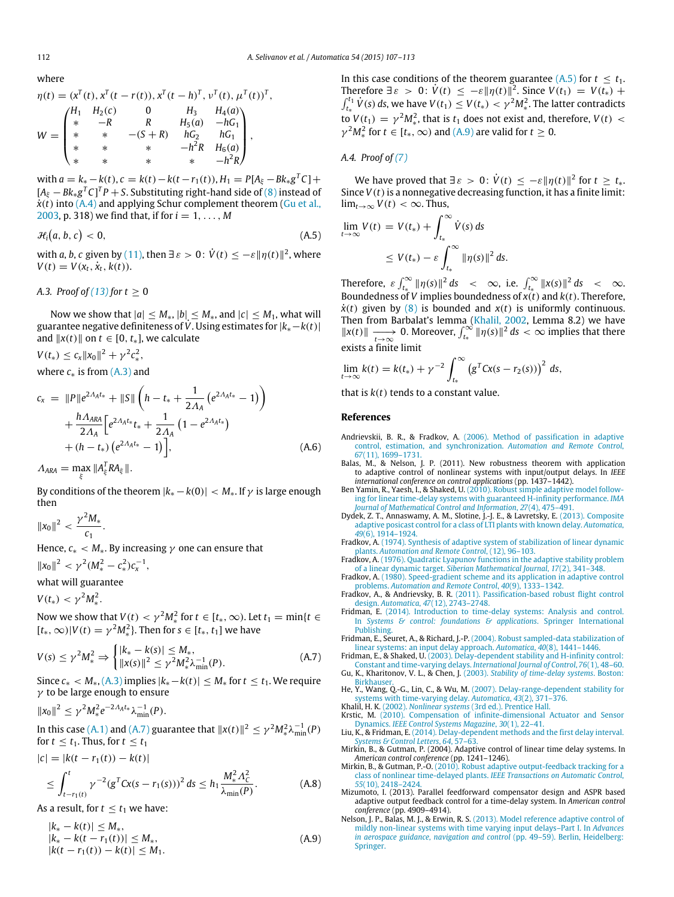where

$$\eta(t) = (x^T(t), x^T(t-r(t)), x^T(t-h)^T, \nu^T(t), \mu^T(t))^T,$$

$$W = \begin{pmatrix} H_1 & H_2(c) & 0 & H_3 & H_4(a) \\ * & -R & R & H_5(a) & -hG_1 \\ * & * & -(S+R) & hG_2 & hG_1 \\ * & * & * & -h^2R & H_6(a) \\ * & * & * & * & -h^2R \end{pmatrix},$$

with $a = k_* - k(t)$, $c = k(t) - k(t - r_1(t))$, $H_1 = P[A_\xi - Bk_*g^TC] + [A_\xi - Bk_*g^TC]^TP + S$. Substituting right-hand side of (8) instead of $\dot{x}(t)$ into (A.4) and applying Schur complement theorem (Gu et al., 2003, p. 318) we find that, if for $i = 1, \ldots, M$

$$\mathcal{H}_i(a, b, c) < 0, \tag{A.5}$$

with $a, b, c$ given by (11), then $\exists \varepsilon > 0$: $\dot{V}(t) \le -\varepsilon\|\eta(t)\|^2$, where $V(t) = V(x_t, \dot{x}_t, k(t))$.

### A.3. Proof of (13) for $t \ge 0$

Now we show that $|a| \le M_*$, $|b| \le M_*$, and $|c| \le M_1$, what will guarantee negative definiteness of $\dot{V}$. Using estimates for $|k_* - k(t)|$ and $\|x(t)\|$ on $t \in [0, t_*]$, we calculate

$$V(t_*) \le c_x\|x_0\|^2 + \gamma^2 c_*^2,$$

where $c_*$ is from (A.3) and

$$\begin{aligned} c_x = {} & \|P\|e^{2\Lambda_A t_*} + \|S\|\left(h - t_* + \frac{1}{2\Lambda_A}\left(e^{2\Lambda_A t_*} - 1\right)\right) \\ & + \frac{h\Lambda_{ARA}}{2\Lambda_A}\Big[e^{2\Lambda_A t_*}t_* + \frac{1}{2\Lambda_A}\left(1 - e^{2\Lambda_A t_*}\right) \\ & + (h - t_*)\left(e^{2\Lambda_A t_*} - 1\right)\Big], \end{aligned} \tag{A.6}$$

$$\Lambda_{ARA} = \max_\xi \|A_\xi^T R A_\xi\|.$$

By conditions of the theorem $|k_* - k(0)| < M_*$. If $\gamma$ is large enough then

$$\|x_0\|^2 < \frac{\gamma^2 M_*}{c_1}.$$

Hence, $c_* < M_*$. By increasing $\gamma$ one can ensure that

$$\|x_0\|^2 < \gamma^2(M_*^2 - c_*^2)c_x^{-1},$$

what will guarantee

$$V(t_*) < \gamma^2 M_*^2.$$

Now we show that $V(t) < \gamma^2 M_*^2$ for $t \in [t_*, \infty)$. Let $t_1 = \min\{t \in [t_*, \infty) | V(t) = \gamma^2 M_*^2\}$. Then for $s \in [t_*, t_1]$ we have

$$V(s) \le \gamma^2 M_*^2 \Rightarrow \begin{cases} |k_* - k(s)| \le M_*, \\ \|x(s)\|^2 \le \gamma^2 M_*^2 \lambda_{\min}^{-1}(P). \end{cases} \tag{A.7}$$

Since $c_* < M_*$, (A.3) implies $|k_* - k(t)| \le M_*$ for $t \le t_1$. We require $\gamma$ to be large enough to ensure

$$\|x_0\|^2 \le \gamma^2 M_*^2 e^{-2\Lambda_A t_*}\lambda_{\min}^{-1}(P).$$

In this case (A.1) and (A.7) guarantee that $\|x(t)\|^2 \le \gamma^2 M_*^2 \lambda_{\min}^{-1}(P)$ for $t \le t_1$. Thus, for $t \le t_1$

$$\begin{aligned} |c| &= |k(t - r_1(t)) - k(t)| \\ &\le \int_{t - r_1(t)}^{t} \gamma^{-2}(g^TCx(s - r_1(s)))^2\, ds \le h_1 \frac{M_*^2 \Lambda_C^2}{\lambda_{\min}(P)}. \end{aligned} \tag{A.8}$$

As a result, for $t \le t_1$ we have:

$$\begin{aligned} & |k_* - k(t)| \le M_*, \\ & |k_* - k(t - r_1(t))| \le M_*, \\ & |k(t - r_1(t)) - k(t)| \le M_1. \end{aligned} \tag{A.9}$$

In this case conditions of the theorem guarantee (A.5) for $t \le t_1$. Therefore $\exists \varepsilon > 0$: $\dot{V}(t) \le -\varepsilon\|\eta(t)\|^2$. Since $V(t_1) = V(t_*) + \int_{t_*}^{t_1} \dot{V}(s)\, ds$, we have $V(t_1) \le V(t_*) < \gamma^2 M_*^2$. The latter contradicts to $V(t_1) = \gamma^2 M_*^2$, that is $t_1$ does not exist and, therefore, $V(t) < \gamma^2 M_*^2$ for $t \in [t_*, \infty)$ and (A.9) are valid for $t \ge 0$.

### A.4. Proof of (7)

We have proved that $\exists \varepsilon > 0$: $\dot{V}(t) \le -\varepsilon\|\eta(t)\|^2$ for $t \ge t_*$. Since $V(t)$ is a nonnegative decreasing function, it has a finite limit: $\lim_{t\to\infty} V(t) < \infty$. Thus,

$$\begin{aligned} \lim_{t\to\infty} V(t) &= V(t_*) + \int_{t_*}^{\infty} \dot{V}(s)\, ds \\ &\le V(t_*) - \varepsilon \int_{t_*}^{\infty} \|\eta(s)\|^2\, ds. \end{aligned}$$

Therefore, $\varepsilon \int_{t_*}^{\infty} \|\eta(s)\|^2\, ds < \infty$, i.e. $\int_{t_*}^{\infty} \|x(s)\|^2\, ds < \infty$. Boundedness of $V$ implies boundedness of $x(t)$ and $k(t)$. Therefore, $\dot{x}(t)$ given by (8) is bounded and $x(t)$ is uniformly continuous. Then from Barbalat's lemma (Khalil, 2002, Lemma 8.2) we have $\|x(t)\| \xrightarrow[t\to\infty]{} 0$. Moreover, $\int_{t_*}^{\infty} \|\eta(s)\|^2\, ds < \infty$ implies that there exists a finite limit

$$\lim_{t\to\infty} k(t) = k(t_*) + \gamma^{-2}\int_{t_*}^{\infty} \left(g^TCx(s - r_2(s))\right)^2\, ds,$$

that is $k(t)$ tends to a constant value.

## References

Andrievskii, B. R., & Fradkov, A. (2006). Method of passification in adaptive control, estimation, and synchronization. *Automation and Remote Control*, *67*(11), 1699–1731.

Balas, M., & Nelson, J. P. (2011). New robustness theorem with application to adaptive control of nonlinear systems with input/output delays. In *IEEE international conference on control applications* (pp. 1437–1442).

Ben Yamin, R., Yaesh, I., & Shaked, U. (2010). Robust simple adaptive model following for linear time-delay systems with guaranteed H-infinity performance. *IMA Journal of Mathematical Control and Information*, *27*(4), 475–491.

Dydek, Z. T., Annaswamy, A. M., Slotine, J.-J. E., & Lavretsky, E. (2013). Composite adaptive posicast control for a class of LTI plants with known delay. *Automatica*, *49*(6), 1914–1924.

Fradkov, A. (1974). Synthesis of adaptive system of stabilization of linear dynamic plants. *Automation and Remote Control*, (12), 96–103.

Fradkov, A. (1976). Quadratic Lyapunov functions in the adaptive stability problem of a linear dynamic target. *Siberian Mathematical Journal*, *17*(2), 341–348.

Fradkov, A. (1980). Speed-gradient scheme and its application in adaptive control problems. *Automation and Remote Control*, *40*(9), 1333–1342.

Fradkov, A., & Andrievsky, B. R. (2011). Passification-based robust flight control design. *Automatica*, *47*(12), 2743–2748.

Fridman, E. (2014). Introduction to time-delay systems: Analysis and control. In *Systems & control: foundations & applications*. Springer International Publishing.

Fridman, E., Seuret, A., & Richard, J.-P. (2004). Robust sampled-data stabilization of linear systems: an input delay approach. *Automatica*, *40*(8), 1441–1446.

Fridman, E., & Shaked, U. (2003). Delay-dependent stability and H-infinity control: Constant and time-varying delays. *International Journal of Control*, *76*(1), 48–60.

Gu, K., Kharitonov, V. L., & Chen, J. (2003). *Stability of time-delay systems*. Boston: Birkhauser.

He, Y., Wang, Q.-G., Lin, C., & Wu, M. (2007). Delay-range-dependent stability for systems with time-varying delay. *Automatica*, *43*(2), 371–376.

Khalil, H. K. (2002). *Nonlinear systems* (3rd ed.). Prentice Hall.

Krstic, M. (2010). Compensation of infinite-dimensional Actuator and Sensor Dynamics. *IEEE Control Systems Magazine*, *30*(1), 22–41.

Liu, K., & Fridman, E. (2014). Delay-dependent methods and the first delay interval. *Systems & Control Letters*, *64*, 57–63.

Mirkin, B., & Gutman, P. (2004). Adaptive control of linear time delay systems. In *American control conference* (pp. 1241–1246).

Mirkin, B., & Gutman, P.-O. (2010). Robust adaptive output-feedback tracking for a class of nonlinear time-delayed plants. *IEEE Transactions on Automatic Control*, *55*(10), 2418–2424.

Mizumoto, I. (2013). Parallel feedforward compensator design and ASPR based adaptive output feedback control for a time-delay system. In *American control conference* (pp. 4909–4914).

Nelson, J. P., Balas, M. J., & Erwin, R. S. (2013). Model reference adaptive control of mildly non-linear systems with time varying input delays–Part I. In *Advances in aerospace guidance, navigation and control* (pp. 49–59). Berlin, Heidelberg: Springer.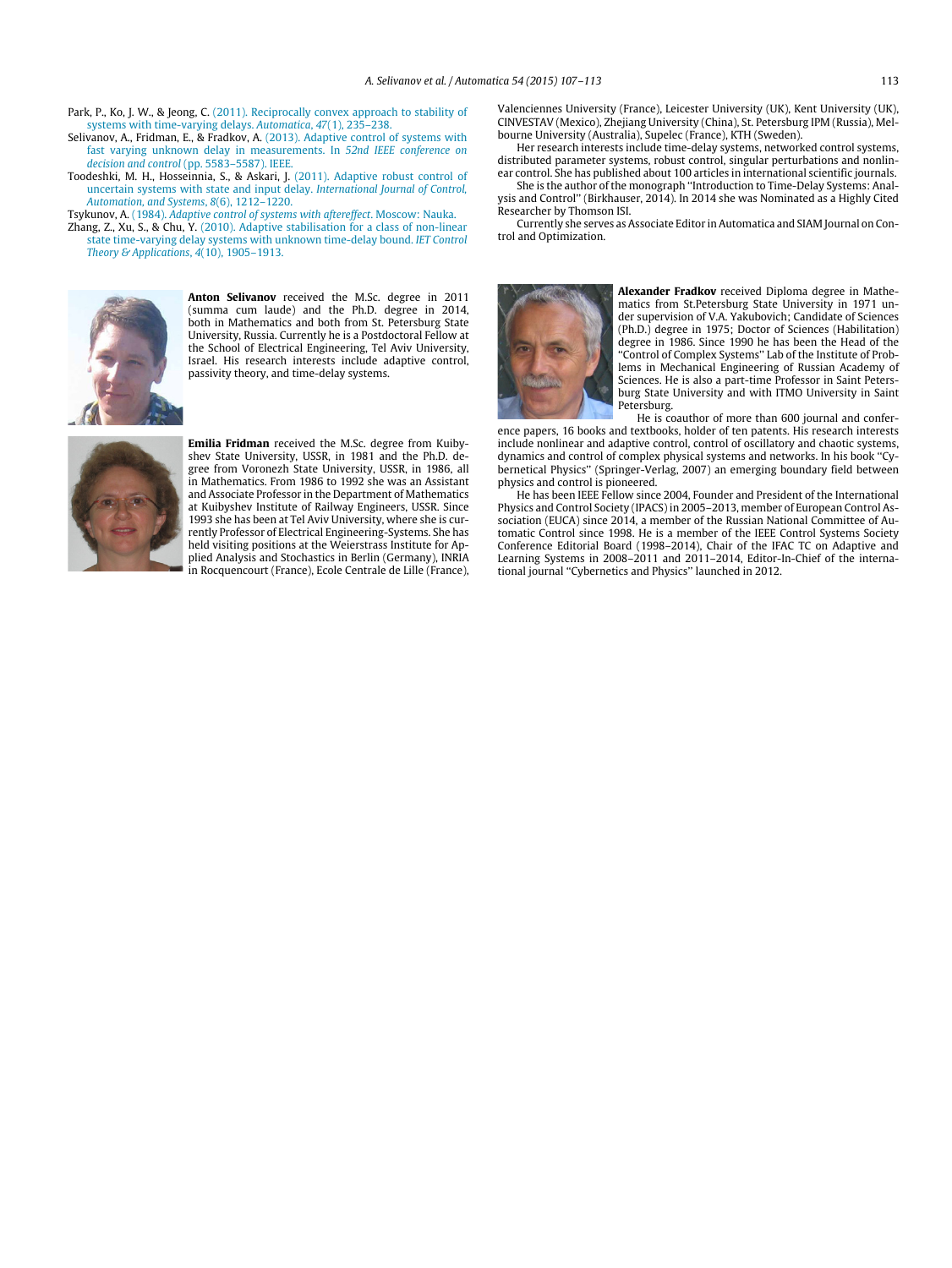Park, P., Ko, J. W., & Jeong, C. (2011). Reciprocally convex approach to stability of systems with time-varying delays. *Automatica*, *47*(1), 235–238.

Selivanov, A., Fridman, E., & Fradkov, A. (2013). Adaptive control of systems with fast varying unknown delay in measurements. In *52nd IEEE conference on decision and control* (pp. 5583–5587). IEEE.

Toodeshki, M. H., Hosseinnia, S., & Askari, J. (2011). Adaptive robust control of uncertain systems with state and input delay. *International Journal of Control, Automation, and Systems*, *8*(6), 1212–1220.

Tsykunov, A. (1984). *Adaptive control of systems with aftereffect*. Moscow: Nauka.

Zhang, Z., Xu, S., & Chu, Y. (2010). Adaptive stabilisation for a class of non-linear state time-varying delay systems with unknown time-delay bound. *IET Control Theory & Applications*, *4*(10), 1905–1913.

**Anton Selivanov** received the M.Sc. degree in 2011 (summa cum laude) and the Ph.D. degree in 2014, both in Mathematics and both from St. Petersburg State University, Russia. Currently he is a Postdoctoral Fellow at the School of Electrical Engineering, Tel Aviv University, Israel. His research interests include adaptive control, passivity theory, and time-delay systems.

**Emilia Fridman** received the M.Sc. degree from Kuibyshev State University, USSR, in 1981 and the Ph.D. degree from Voronezh State University, USSR, in 1986, all in Mathematics. From 1986 to 1992 she was an Assistant and Associate Professor in the Department of Mathematics at Kuibyshev Institute of Railway Engineers, USSR. Since 1993 she has been at Tel Aviv University, where she is currently Professor of Electrical Engineering-Systems. She has held visiting positions at the Weierstrass Institute for Applied Analysis and Stochastics in Berlin (Germany), INRIA in Rocquencourt (France), Ecole Centrale de Lille (France), Valenciennes University (France), Leicester University (UK), Kent University (UK), CINVESTAV (Mexico), Zhejiang University (China), St. Petersburg IPM (Russia), Melbourne University (Australia), Supelec (France), KTH (Sweden).

Her research interests include time-delay systems, networked control systems, distributed parameter systems, robust control, singular perturbations and nonlinear control. She has published about 100 articles in international scientific journals.

She is the author of the monograph "Introduction to Time-Delay Systems: Analysis and Control" (Birkhauser, 2014). In 2014 she was Nominated as a Highly Cited Researcher by Thomson ISI.

Currently she serves as Associate Editor in Automatica and SIAM Journal on Control and Optimization.

**Alexander Fradkov** received Diploma degree in Mathematics from St.Petersburg State University in 1971 under supervision of V.A. Yakubovich; Candidate of Sciences (Ph.D.) degree in 1975; Doctor of Sciences (Habilitation) degree in 1986. Since 1990 he has been the Head of the "Control of Complex Systems" Lab of the Institute of Problems in Mechanical Engineering of Russian Academy of Sciences. He is also a part-time Professor in Saint Petersburg State University and with ITMO University in Saint Petersburg.

He is coauthor of more than 600 journal and conference papers, 16 books and textbooks, holder of ten patents. His research interests include nonlinear and adaptive control, control of oscillatory and chaotic systems, dynamics and control of complex physical systems and networks. In his book "Cybernetical Physics" (Springer-Verlag, 2007) an emerging boundary field between physics and control is pioneered.

He has been IEEE Fellow since 2004, Founder and President of the International Physics and Control Society (IPACS) in 2005–2013, member of European Control Association (EUCA) since 2014, a member of the Russian National Committee of Automatic Control since 1998. He is a member of the IEEE Control Systems Society Conference Editorial Board (1998–2014), Chair of the IFAC TC on Adaptive and Learning Systems in 2008–2011 and 2011–2014, Editor-In-Chief of the international journal "Cybernetics and Physics" launched in 2012.